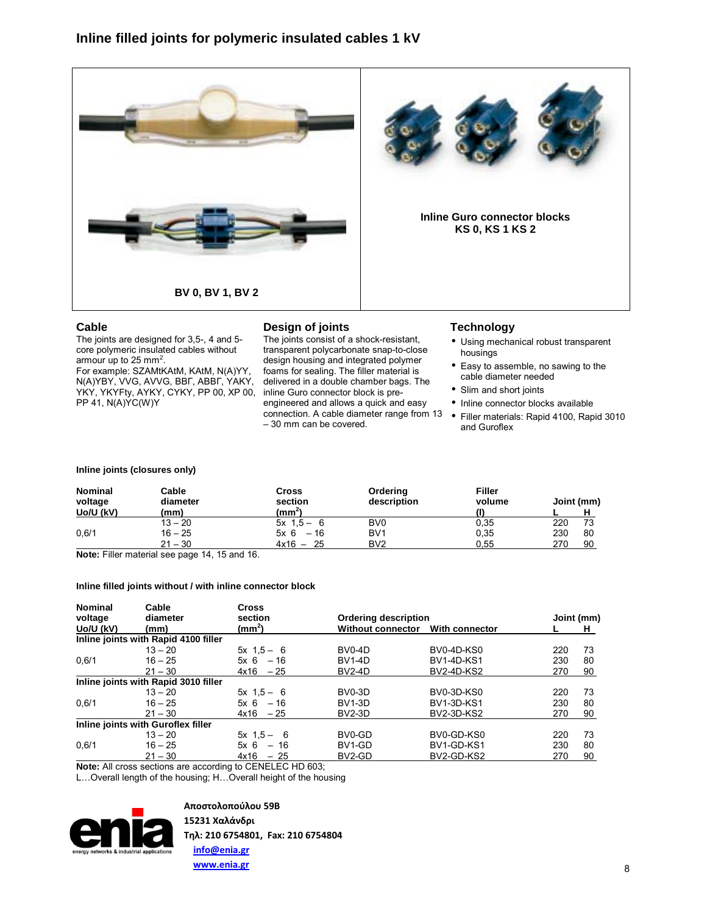# Inline filled joints for polymeric insulated cables 1 kV

BV 0, BV 1, BV 2

Inline Guro connector blocks
KS 0, KS 1 KS 2

## Cable

The joints are designed for 3,5-, 4 and 5-core polymeric insulated cables without armour up to 25 mm$^2$.
For example: SZAMtKAtM, KAtM, N(A)YY, N(A)YBY, VVG, AVVG, ВВГ, АВВГ, YAKY, YKY, YKYFty, AYKY, CYKY, PP 00, XP 00, PP 41, N(A)YC(W)Y

## Design of joints

The joints consist of a shock-resistant, transparent polycarbonate snap-to-close design housing and integrated polymer foams for sealing. The filler material is delivered in a double chamber bags. The inline Guro connector block is pre-engineered and allows a quick and easy connection. A cable diameter range from 13 – 30 mm can be covered.

## Technology

- Using mechanical robust transparent housings
- Easy to assemble, no sawing to the cable diameter needed
- Slim and short joints
- Inline connector blocks available
- Filler materials: Rapid 4100, Rapid 3010 and Guroflex

### Inline joints (closures only)

| Nominal voltage Uo/U (kV) | Cable diameter (mm) | Cross section (mm$^2$) | Ordering description | Filler volume (l) | Joint (mm) L | H |
|---|---|---|---|---|---|---|
| | 13 – 20 | 5x 1,5 – 6 | BV0 | 0,35 | 220 | 73 |
| 0,6/1 | 16 – 25 | 5x 6 – 16 | BV1 | 0,35 | 230 | 80 |
| | 21 – 30 | 4x16 – 25 | BV2 | 0,55 | 270 | 90 |

**Note:** Filler material see page 14, 15 and 16.

### Inline filled joints without / with inline connector block

| Nominal voltage Uo/U (kV) | Cable diameter (mm) | Cross section (mm$^2$) | Ordering description Without connector | With connector | Joint (mm) L | H |
|---|---|---|---|---|---|---|
| **Inline joints with Rapid 4100 filler** | | | | | | |
| | 13 – 20 | 5x 1,5 – 6 | BV0-4D | BV0-4D-KS0 | 220 | 73 |
| 0,6/1 | 16 – 25 | 5x 6 – 16 | BV1-4D | BV1-4D-KS1 | 230 | 80 |
| | 21 – 30 | 4x16 – 25 | BV2-4D | BV2-4D-KS2 | 270 | 90 |
| **Inline joints with Rapid 3010 filler** | | | | | | |
| | 13 – 20 | 5x 1,5 – 6 | BV0-3D | BV0-3D-KS0 | 220 | 73 |
| 0,6/1 | 16 – 25 | 5x 6 – 16 | BV1-3D | BV1-3D-KS1 | 230 | 80 |
| | 21 – 30 | 4x16 – 25 | BV2-3D | BV2-3D-KS2 | 270 | 90 |
| **Inline joints with Guroflex filler** | | | | | | |
| | 13 – 20 | 5x 1,5 – 6 | BV0-GD | BV0-GD-KS0 | 220 | 73 |
| 0,6/1 | 16 – 25 | 5x 6 – 16 | BV1-GD | BV1-GD-KS1 | 230 | 80 |
| | 21 – 30 | 4x16 – 25 | BV2-GD | BV2-GD-KS2 | 270 | 90 |

**Note:** All cross sections are according to CENELEC HD 603;
L…Overall length of the housing; H…Overall height of the housing

**Αποστολοπούλου 59Β**
**15231 Χαλάνδρι**
**Τηλ: 210 6754801, Fax: 210 6754804**
**info@enia.gr**
**www.enia.gr**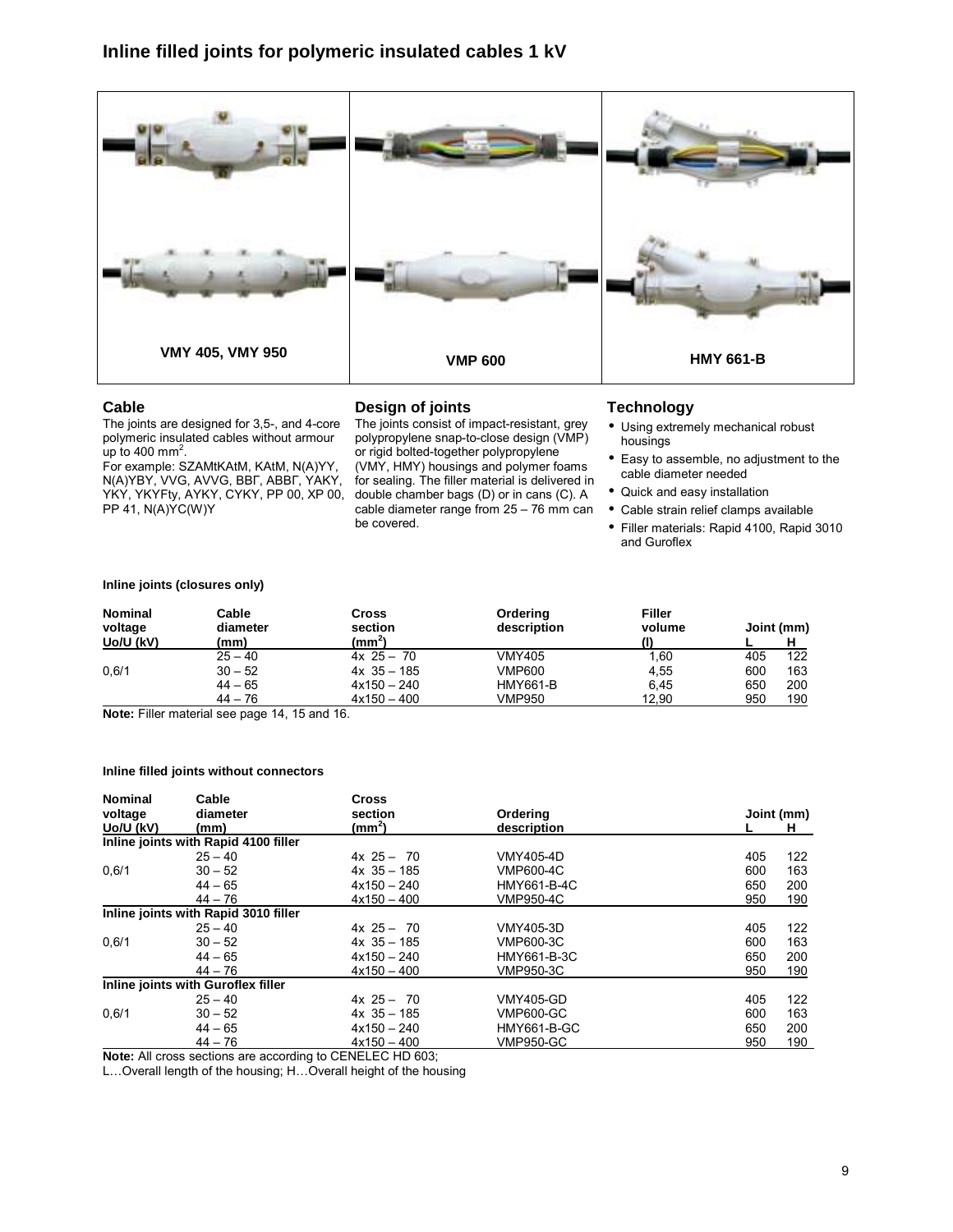# Inline filled joints for polymeric insulated cables 1 kV

VMY 405, VMY 950

VMP 600

HMY 661-B

## Cable

The joints are designed for 3,5-, and 4-core polymeric insulated cables without armour up to 400 mm$^2$.

For example: SZAMtKAtM, KAtM, N(A)YY, N(A)YBY, VVG, AVVG, ВВГ, АВВГ, YAKY, YKY, YKYFty, AYKY, CYKY, PP 00, XP 00, PP 41, N(A)YC(W)Y

## Design of joints

The joints consist of impact-resistant, grey polypropylene snap-to-close design (VMP) or rigid bolted-together polypropylene (VMY, HMY) housings and polymer foams for sealing. The filler material is delivered in double chamber bags (D) or in cans (C). A cable diameter range from 25 – 76 mm can be covered.

## Technology

- Using extremely mechanical robust housings
- Easy to assemble, no adjustment to the cable diameter needed
- Quick and easy installation
- Cable strain relief clamps available
- Filler materials: Rapid 4100, Rapid 3010 and Guroflex

**Inline joints (closures only)**

| Nominal voltage Uo/U (kV) | Cable diameter (mm) | Cross section (mm$^2$) | Ordering description | Filler volume (l) | Joint (mm) L | Joint (mm) H |
|---|---|---|---|---|---|---|
| | 25 – 40 | 4x 25 – 70 | VMY405 | 1,60 | 405 | 122 |
| 0,6/1 | 30 – 52 | 4x 35 – 185 | VMP600 | 4,55 | 600 | 163 |
| | 44 – 65 | 4x150 – 240 | HMY661-B | 6,45 | 650 | 200 |
| | 44 – 76 | 4x150 – 400 | VMP950 | 12,90 | 950 | 190 |

**Note:** Filler material see page 14, 15 and 16.

**Inline filled joints without connectors**

| Nominal voltage Uo/U (kV) | Cable diameter (mm) | Cross section (mm$^2$) | Ordering description | Joint (mm) L | Joint (mm) H |
|---|---|---|---|---|---|
| **Inline joints with Rapid 4100 filler** | | | | | |
| | 25 – 40 | 4x 25 – 70 | VMY405-4D | 405 | 122 |
| 0,6/1 | 30 – 52 | 4x 35 – 185 | VMP600-4C | 600 | 163 |
| | 44 – 65 | 4x150 – 240 | HMY661-B-4C | 650 | 200 |
| | 44 – 76 | 4x150 – 400 | VMP950-4C | 950 | 190 |
| **Inline joints with Rapid 3010 filler** | | | | | |
| | 25 – 40 | 4x 25 – 70 | VMY405-3D | 405 | 122 |
| 0,6/1 | 30 – 52 | 4x 35 – 185 | VMP600-3C | 600 | 163 |
| | 44 – 65 | 4x150 – 240 | HMY661-B-3C | 650 | 200 |
| | 44 – 76 | 4x150 – 400 | VMP950-3C | 950 | 190 |
| **Inline joints with Guroflex filler** | | | | | |
| | 25 – 40 | 4x 25 – 70 | VMY405-GD | 405 | 122 |
| 0,6/1 | 30 – 52 | 4x 35 – 185 | VMP600-GC | 600 | 163 |
| | 44 – 65 | 4x150 – 240 | HMY661-B-GC | 650 | 200 |
| | 44 – 76 | 4x150 – 400 | VMP950-GC | 950 | 190 |

**Note:** All cross sections are according to CENELEC HD 603;

L…Overall length of the housing; H…Overall height of the housing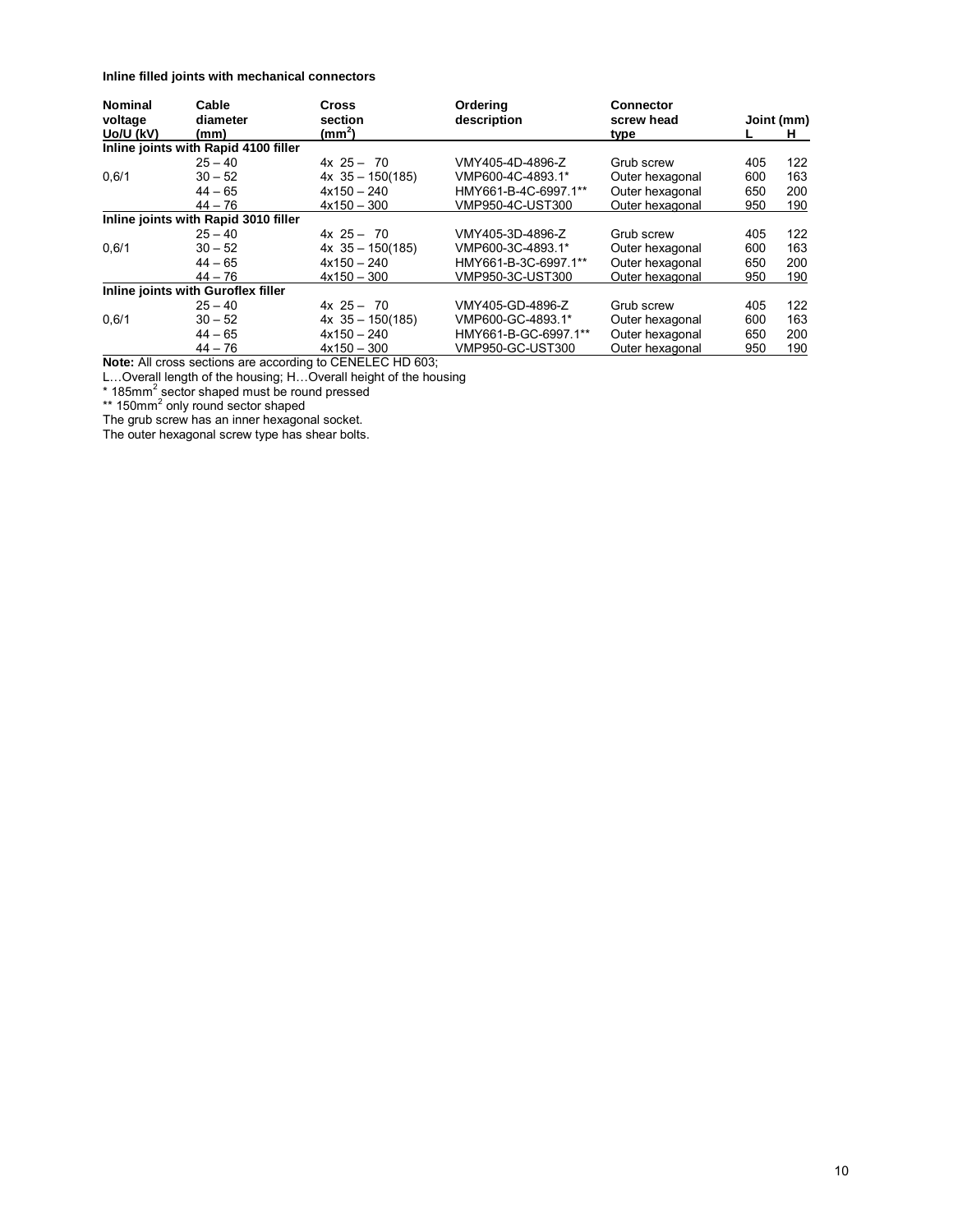**Inline filled joints with mechanical connectors**

| Nominal voltage Uo/U (kV) | Cable diameter (mm) | Cross section ($mm^2$) | Ordering description | Connector screw head type | Joint (mm) L | Joint (mm) H |
|---|---|---|---|---|---|---|
| **Inline joints with Rapid 4100 filler** | | | | | | |
| | 25 – 40 | 4x 25 – 70 | VMY405-4D-4896-Z | Grub screw | 405 | 122 |
| 0,6/1 | 30 – 52 | 4x 35 – 150(185) | VMP600-4C-4893.1* | Outer hexagonal | 600 | 163 |
| | 44 – 65 | 4x150 – 240 | HMY661-B-4C-6997.1** | Outer hexagonal | 650 | 200 |
| | 44 – 76 | 4x150 – 300 | VMP950-4C-UST300 | Outer hexagonal | 950 | 190 |
| **Inline joints with Rapid 3010 filler** | | | | | | |
| | 25 – 40 | 4x 25 – 70 | VMY405-3D-4896-Z | Grub screw | 405 | 122 |
| 0,6/1 | 30 – 52 | 4x 35 – 150(185) | VMP600-3C-4893.1* | Outer hexagonal | 600 | 163 |
| | 44 – 65 | 4x150 – 240 | HMY661-B-3C-6997.1** | Outer hexagonal | 650 | 200 |
| | 44 – 76 | 4x150 – 300 | VMP950-3C-UST300 | Outer hexagonal | 950 | 190 |
| **Inline joints with Guroflex filler** | | | | | | |
| | 25 – 40 | 4x 25 – 70 | VMY405-GD-4896-Z | Grub screw | 405 | 122 |
| 0,6/1 | 30 – 52 | 4x 35 – 150(185) | VMP600-GC-4893.1* | Outer hexagonal | 600 | 163 |
| | 44 – 65 | 4x150 – 240 | HMY661-B-GC-6997.1** | Outer hexagonal | 650 | 200 |
| | 44 – 76 | 4x150 – 300 | VMP950-GC-UST300 | Outer hexagonal | 950 | 190 |

**Note:** All cross sections are according to CENELEC HD 603;
L…Overall length of the housing; H…Overall height of the housing
* 185$mm^2$ sector shaped must be round pressed
** 150$mm^2$ only round sector shaped
The grub screw has an inner hexagonal socket.
The outer hexagonal screw type has shear bolts.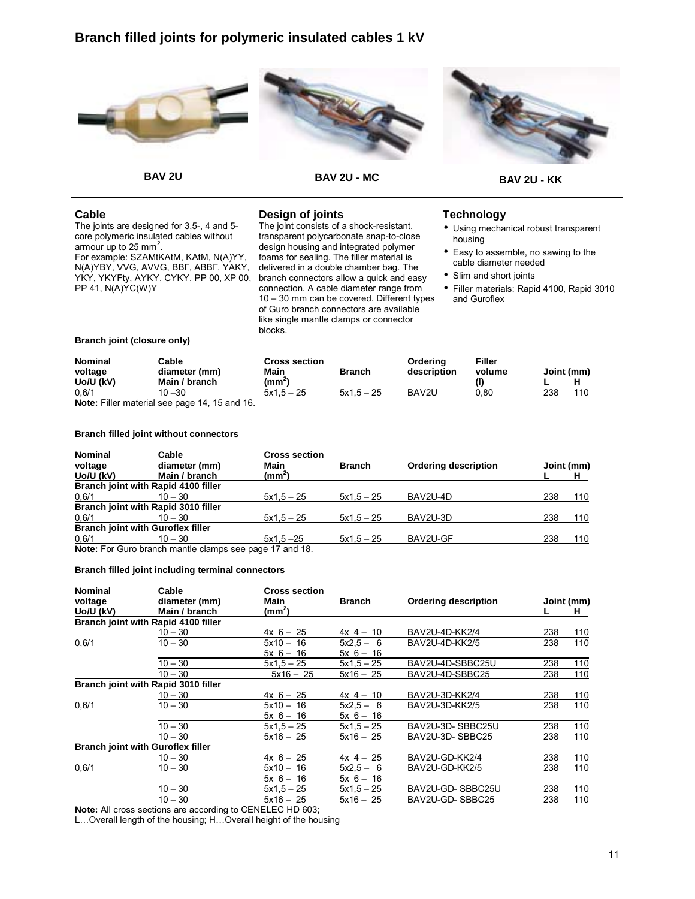# Branch filled joints for polymeric insulated cables 1 kV

BAV 2U | BAV 2U - MC | BAV 2U - KK

## Cable

The joints are designed for 3,5-, 4 and 5-core polymeric insulated cables without armour up to 25 mm$^2$.
For example: SZAMtKAtM, KAtM, N(A)YY, N(A)YBY, VVG, AVVG, ВВГ, АВВГ, YAKY, YKY, YKYFty, AYKY, CYKY, PP 00, XP 00, PP 41, N(A)YC(W)Y

## Design of joints

The joint consists of a shock-resistant, transparent polycarbonate snap-to-close design housing and integrated polymer foams for sealing. The filler material is delivered in a double chamber bag. The branch connectors allow a quick and easy connection. A cable diameter range from 10 – 30 mm can be covered. Different types of Guro branch connectors are available like single mantle clamps or connector blocks.

## Technology

- Using mechanical robust transparent housing
- Easy to assemble, no sawing to the cable diameter needed
- Slim and short joints
- Filler materials: Rapid 4100, Rapid 3010 and Guroflex

**Branch joint (closure only)**

| Nominal voltage Uo/U (kV) | Cable diameter (mm) Main / branch | Cross section Main (mm$^2$) | Branch | Ordering description | Filler volume (l) | Joint (mm) L | H |
|---|---|---|---|---|---|---|---|
| 0,6/1 | 10 –30 | 5x1,5 – 25 | 5x1,5 – 25 | BAV2U | 0,80 | 238 | 110 |

**Note:** Filler material see page 14, 15 and 16.

**Branch filled joint without connectors**

| Nominal voltage Uo/U (kV) | Cable diameter (mm) Main / branch | Cross section Main (mm$^2$) | Branch | Ordering description | Joint (mm) L | H |
|---|---|---|---|---|---|---|
| **Branch joint with Rapid 4100 filler** | | | | | | |
| 0,6/1 | 10 – 30 | 5x1,5 – 25 | 5x1,5 – 25 | BAV2U-4D | 238 | 110 |
| **Branch joint with Rapid 3010 filler** | | | | | | |
| 0,6/1 | 10 – 30 | 5x1,5 – 25 | 5x1,5 – 25 | BAV2U-3D | 238 | 110 |
| **Branch joint with Guroflex filler** | | | | | | |
| 0,6/1 | 10 – 30 | 5x1,5 –25 | 5x1,5 – 25 | BAV2U-GF | 238 | 110 |

**Note:** For Guro branch mantle clamps see page 17 and 18.

**Branch filled joint including terminal connectors**

| Nominal voltage Uo/U (kV) | Cable diameter (mm) Main / branch | Cross section Main (mm$^2$) | Branch | Ordering description | Joint (mm) L | H |
|---|---|---|---|---|---|---|
| **Branch joint with Rapid 4100 filler** | | | | | | |
| | 10 – 30 | 4x 6 – 25 | 4x 4 – 10 | BAV2U-4D-KK2/4 | 238 | 110 |
| 0,6/1 | 10 – 30 | 5x10 – 16<br>5x 6 – 16 | 5x2,5 – 6<br>5x 6 – 16 | BAV2U-4D-KK2/5 | 238 | 110 |
| | 10 – 30 | 5x1,5 – 25 | 5x1,5 – 25 | BAV2U-4D-SBBC25U | 238 | 110 |
| | 10 – 30 | 5x16 – 25 | 5x16 – 25 | BAV2U-4D-SBBC25 | 238 | 110 |
| **Branch joint with Rapid 3010 filler** | | | | | | |
| | 10 – 30 | 4x 6 – 25 | 4x 4 – 10 | BAV2U-3D-KK2/4 | 238 | 110 |
| 0,6/1 | 10 – 30 | 5x10 – 16<br>5x 6 – 16 | 5x2,5 – 6<br>5x 6 – 16 | BAV2U-3D-KK2/5 | 238 | 110 |
| | 10 – 30 | 5x1,5 – 25 | 5x1,5 – 25 | BAV2U-3D- SBBC25U | 238 | 110 |
| | 10 – 30 | 5x16 – 25 | 5x16 – 25 | BAV2U-3D- SBBC25 | 238 | 110 |
| **Branch joint with Guroflex filler** | | | | | | |
| | 10 – 30 | 4x 6 – 25 | 4x 4 – 25 | BAV2U-GD-KK2/4 | 238 | 110 |
| 0,6/1 | 10 – 30 | 5x10 – 16<br>5x 6 – 16 | 5x2,5 – 6<br>5x 6 – 16 | BAV2U-GD-KK2/5 | 238 | 110 |
| | 10 – 30 | 5x1,5 – 25 | 5x1,5 – 25 | BAV2U-GD- SBBC25U | 238 | 110 |
| | 10 – 30 | 5x16 – 25 | 5x16 – 25 | BAV2U-GD- SBBC25 | 238 | 110 |

**Note:** All cross sections are according to CENELEC HD 603;
L…Overall length of the housing; H…Overall height of the housing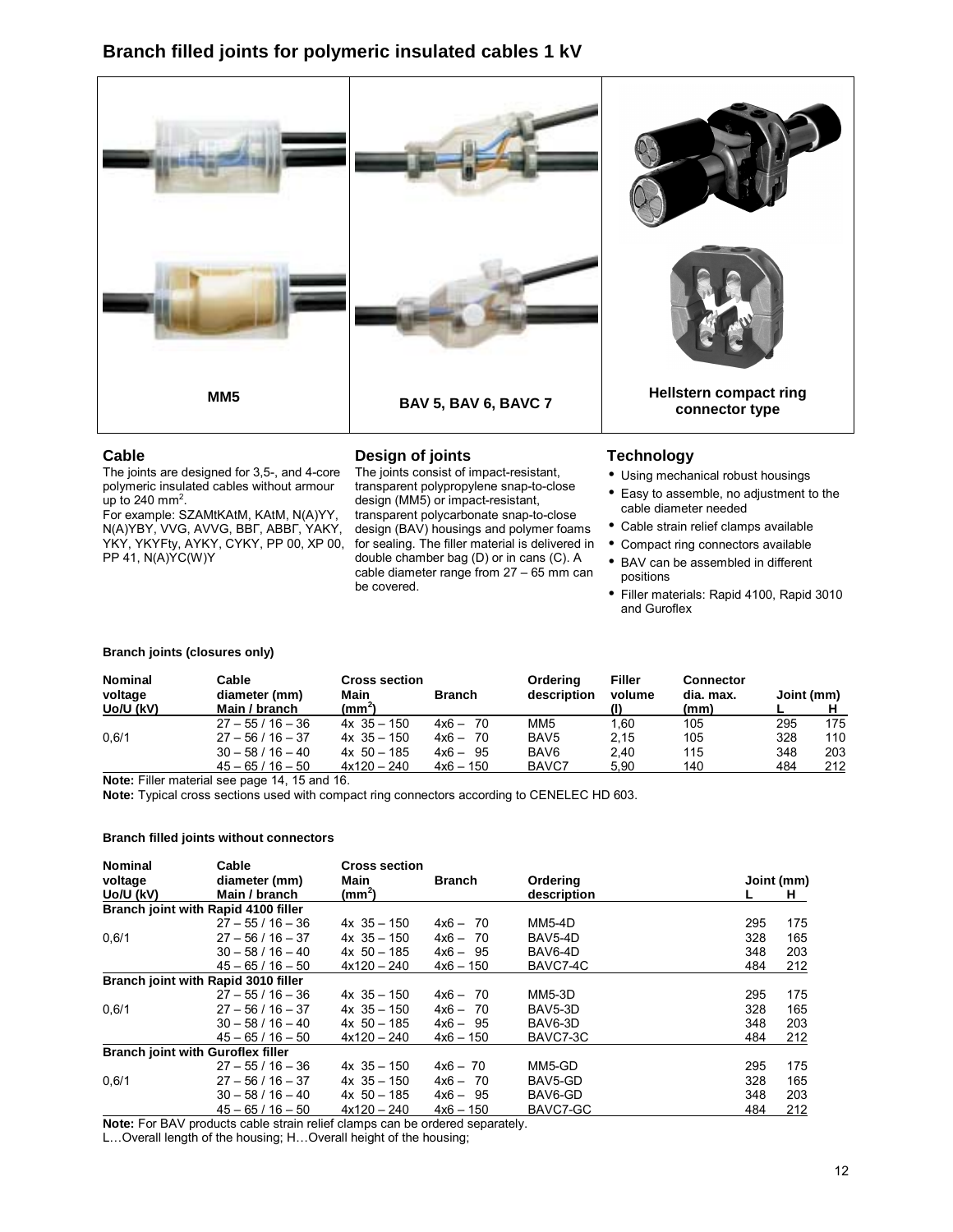## Branch filled joints for polymeric insulated cables 1 kV

MM5

BAV 5, BAV 6, BAVC 7

Hellstern compact ring connector type

### Cable

The joints are designed for 3,5-, and 4-core polymeric insulated cables without armour up to 240 mm$^2$.

For example: SZAMtKAtM, KAtM, N(A)YY, N(A)YBY, VVG, AVVG, ВВГ, АВВГ, YAKY, YKY, YKYFty, AYKY, CYKY, PP 00, XP 00, PP 41, N(A)YC(W)Y

### Design of joints

The joints consist of impact-resistant, transparent polypropylene snap-to-close design (MM5) or impact-resistant, transparent polycarbonate snap-to-close design (BAV) housings and polymer foams for sealing. The filler material is delivered in double chamber bag (D) or in cans (C). A cable diameter range from 27 – 65 mm can be covered.

### Technology

- Using mechanical robust housings
- Easy to assemble, no adjustment to the cable diameter needed
- Cable strain relief clamps available
- Compact ring connectors available
- BAV can be assembled in different positions
- Filler materials: Rapid 4100, Rapid 3010 and Guroflex

#### Branch joints (closures only)

| Nominal voltage Uo/U (kV) | Cable diameter (mm) Main / branch | Cross section Main (mm$^2$) | Branch | Ordering description | Filler volume (l) | Connector dia. max. (mm) | Joint (mm) L | H |
|---|---|---|---|---|---|---|---|---|
| | 27 – 55 / 16 – 36 | 4x 35 – 150 | 4x6 – 70 | MM5 | 1,60 | 105 | 295 | 175 |
| 0,6/1 | 27 – 56 / 16 – 37 | 4x 35 – 150 | 4x6 – 70 | BAV5 | 2,15 | 105 | 328 | 110 |
| | 30 – 58 / 16 – 40 | 4x 50 – 185 | 4x6 – 95 | BAV6 | 2,40 | 115 | 348 | 203 |
| | 45 – 65 / 16 – 50 | 4x120 – 240 | 4x6 – 150 | BAVC7 | 5,90 | 140 | 484 | 212 |

**Note:** Filler material see page 14, 15 and 16.

**Note:** Typical cross sections used with compact ring connectors according to CENELEC HD 603.

#### Branch filled joints without connectors

| Nominal voltage Uo/U (kV) | Cable diameter (mm) Main / branch | Cross section Main (mm$^2$) | Branch | Ordering description | Joint (mm) L | H |
|---|---|---|---|---|---|---|
| **Branch joint with Rapid 4100 filler** | | | | | | |
| | 27 – 55 / 16 – 36 | 4x 35 – 150 | 4x6 – 70 | MM5-4D | 295 | 175 |
| 0,6/1 | 27 – 56 / 16 – 37 | 4x 35 – 150 | 4x6 – 70 | BAV5-4D | 328 | 165 |
| | 30 – 58 / 16 – 40 | 4x 50 – 185 | 4x6 – 95 | BAV6-4D | 348 | 203 |
| | 45 – 65 / 16 – 50 | 4x120 – 240 | 4x6 – 150 | BAVC7-4C | 484 | 212 |
| **Branch joint with Rapid 3010 filler** | | | | | | |
| | 27 – 55 / 16 – 36 | 4x 35 – 150 | 4x6 – 70 | MM5-3D | 295 | 175 |
| 0,6/1 | 27 – 56 / 16 – 37 | 4x 35 – 150 | 4x6 – 70 | BAV5-3D | 328 | 165 |
| | 30 – 58 / 16 – 40 | 4x 50 – 185 | 4x6 – 95 | BAV6-3D | 348 | 203 |
| | 45 – 65 / 16 – 50 | 4x120 – 240 | 4x6 – 150 | BAVC7-3C | 484 | 212 |
| **Branch joint with Guroflex filler** | | | | | | |
| | 27 – 55 / 16 – 36 | 4x 35 – 150 | 4x6 – 70 | MM5-GD | 295 | 175 |
| 0,6/1 | 27 – 56 / 16 – 37 | 4x 35 – 150 | 4x6 – 70 | BAV5-GD | 328 | 165 |
| | 30 – 58 / 16 – 40 | 4x 50 – 185 | 4x6 – 95 | BAV6-GD | 348 | 203 |
| | 45 – 65 / 16 – 50 | 4x120 – 240 | 4x6 – 150 | BAVC7-GC | 484 | 212 |

**Note:** For BAV products cable strain relief clamps can be ordered separately.

L…Overall length of the housing; H…Overall height of the housing;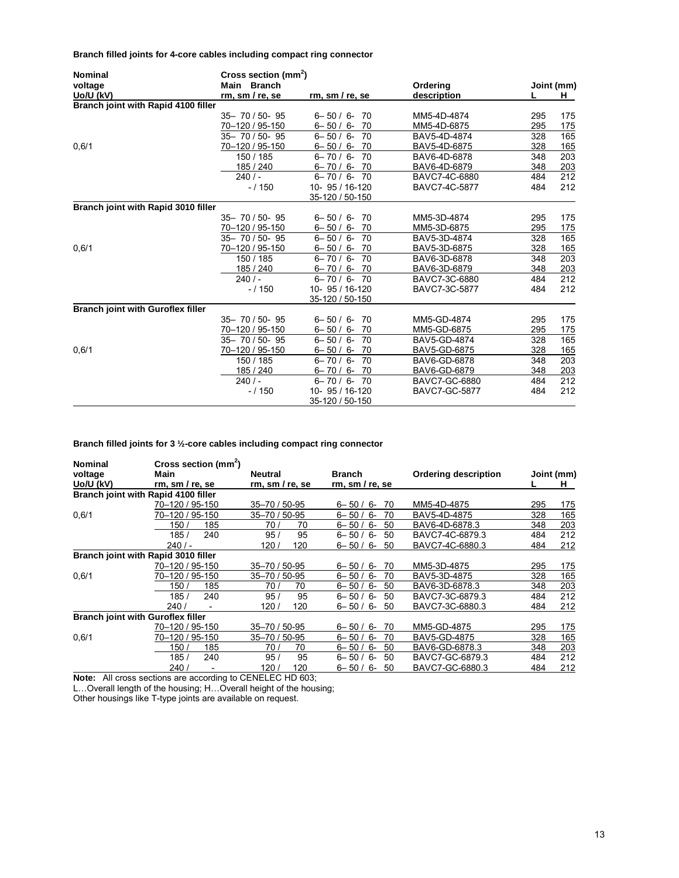**Branch filled joints for 4-core cables including compact ring connector**

| Nominal voltage Uo/U (kV) | Cross section ($mm^2$) Main rm, sm / re, se | Branch rm, sm / re, se | Ordering description | Joint (mm) L | H |
|---|---|---|---|---|---|
| **Branch joint with Rapid 4100 filler** | | | | | |
| | 35– 70 / 50- 95 | 6– 50 / 6- 70 | MM5-4D-4874 | 295 | 175 |
| | 70–120 / 95-150 | 6– 50 / 6- 70 | MM5-4D-6875 | 295 | 175 |
| | 35– 70 / 50- 95 | 6– 50 / 6- 70 | BAV5-4D-4874 | 328 | 165 |
| 0,6/1 | 70–120 / 95-150 | 6– 50 / 6- 70 | BAV5-4D-6875 | 328 | 165 |
| | 150 / 185 | 6– 70 / 6- 70 | BAV6-4D-6878 | 348 | 203 |
| | 185 / 240 | 6– 70 / 6- 70 | BAV6-4D-6879 | 348 | 203 |
| | 240 / - | 6– 70 / 6- 70 | BAVC7-4C-6880 | 484 | 212 |
| | - / 150 | 10- 95 / 16-120<br>35-120 / 50-150 | BAVC7-4C-5877 | 484 | 212 |
| **Branch joint with Rapid 3010 filler** | | | | | |
| | 35– 70 / 50- 95 | 6– 50 / 6- 70 | MM5-3D-4874 | 295 | 175 |
| | 70–120 / 95-150 | 6– 50 / 6- 70 | MM5-3D-6875 | 295 | 175 |
| | 35– 70 / 50- 95 | 6– 50 / 6- 70 | BAV5-3D-4874 | 328 | 165 |
| 0,6/1 | 70–120 / 95-150 | 6– 50 / 6- 70 | BAV5-3D-6875 | 328 | 165 |
| | 150 / 185 | 6– 70 / 6- 70 | BAV6-3D-6878 | 348 | 203 |
| | 185 / 240 | 6– 70 / 6- 70 | BAV6-3D-6879 | 348 | 203 |
| | 240 / - | 6– 70 / 6- 70 | BAVC7-3C-6880 | 484 | 212 |
| | - / 150 | 10- 95 / 16-120<br>35-120 / 50-150 | BAVC7-3C-5877 | 484 | 212 |
| **Branch joint with Guroflex filler** | | | | | |
| | 35– 70 / 50- 95 | 6– 50 / 6- 70 | MM5-GD-4874 | 295 | 175 |
| | 70–120 / 95-150 | 6– 50 / 6- 70 | MM5-GD-6875 | 295 | 175 |
| | 35– 70 / 50- 95 | 6– 50 / 6- 70 | BAV5-GD-4874 | 328 | 165 |
| 0,6/1 | 70–120 / 95-150 | 6– 50 / 6- 70 | BAV5-GD-6875 | 328 | 165 |
| | 150 / 185 | 6– 70 / 6- 70 | BAV6-GD-6878 | 348 | 203 |
| | 185 / 240 | 6– 70 / 6- 70 | BAV6-GD-6879 | 348 | 203 |
| | 240 / - | 6– 70 / 6- 70 | BAVC7-GC-6880 | 484 | 212 |
| | - / 150 | 10- 95 / 16-120<br>35-120 / 50-150 | BAVC7-GC-5877 | 484 | 212 |

**Branch filled joints for 3 ½-core cables including compact ring connector**

| Nominal voltage Uo/U (kV) | Cross section ($mm^2$) Main rm, sm / re, se | Neutral rm, sm / re, se | Branch rm, sm / re, se | Ordering description | Joint (mm) L | H |
|---|---|---|---|---|---|---|
| **Branch joint with Rapid 4100 filler** | | | | | | |
| | 70–120 / 95-150 | 35–70 / 50-95 | 6– 50 / 6- 70 | MM5-4D-4875 | 295 | 175 |
| 0,6/1 | 70–120 / 95-150 | 35–70 / 50-95 | 6– 50 / 6- 70 | BAV5-4D-4875 | 328 | 165 |
| | 150 / 185 | 70 / 70 | 6– 50 / 6- 50 | BAV6-4D-6878.3 | 348 | 203 |
| | 185 / 240 | 95 / 95 | 6– 50 / 6- 50 | BAVC7-4C-6879.3 | 484 | 212 |
| | 240 / - | 120 / 120 | 6– 50 / 6- 50 | BAVC7-4C-6880.3 | 484 | 212 |
| **Branch joint with Rapid 3010 filler** | | | | | | |
| | 70–120 / 95-150 | 35–70 / 50-95 | 6– 50 / 6- 70 | MM5-3D-4875 | 295 | 175 |
| 0,6/1 | 70–120 / 95-150 | 35–70 / 50-95 | 6– 50 / 6- 70 | BAV5-3D-4875 | 328 | 165 |
| | 150 / 185 | 70 / 70 | 6– 50 / 6- 50 | BAV6-3D-6878.3 | 348 | 203 |
| | 185 / 240 | 95 / 95 | 6– 50 / 6- 50 | BAVC7-3C-6879.3 | 484 | 212 |
| | 240 / - | 120 / 120 | 6– 50 / 6- 50 | BAVC7-3C-6880.3 | 484 | 212 |
| **Branch joint with Guroflex filler** | | | | | | |
| | 70–120 / 95-150 | 35–70 / 50-95 | 6– 50 / 6- 70 | MM5-GD-4875 | 295 | 175 |
| 0,6/1 | 70–120 / 95-150 | 35–70 / 50-95 | 6– 50 / 6- 70 | BAV5-GD-4875 | 328 | 165 |
| | 150 / 185 | 70 / 70 | 6– 50 / 6- 50 | BAV6-GD-6878.3 | 348 | 203 |
| | 185 / 240 | 95 / 95 | 6– 50 / 6- 50 | BAVC7-GC-6879.3 | 484 | 212 |
| | 240 / - | 120 / 120 | 6– 50 / 6- 50 | BAVC7-GC-6880.3 | 484 | 212 |

**Note:** All cross sections are according to CENELEC HD 603;
L…Overall length of the housing; H…Overall height of the housing;
Other housings like T-type joints are available on request.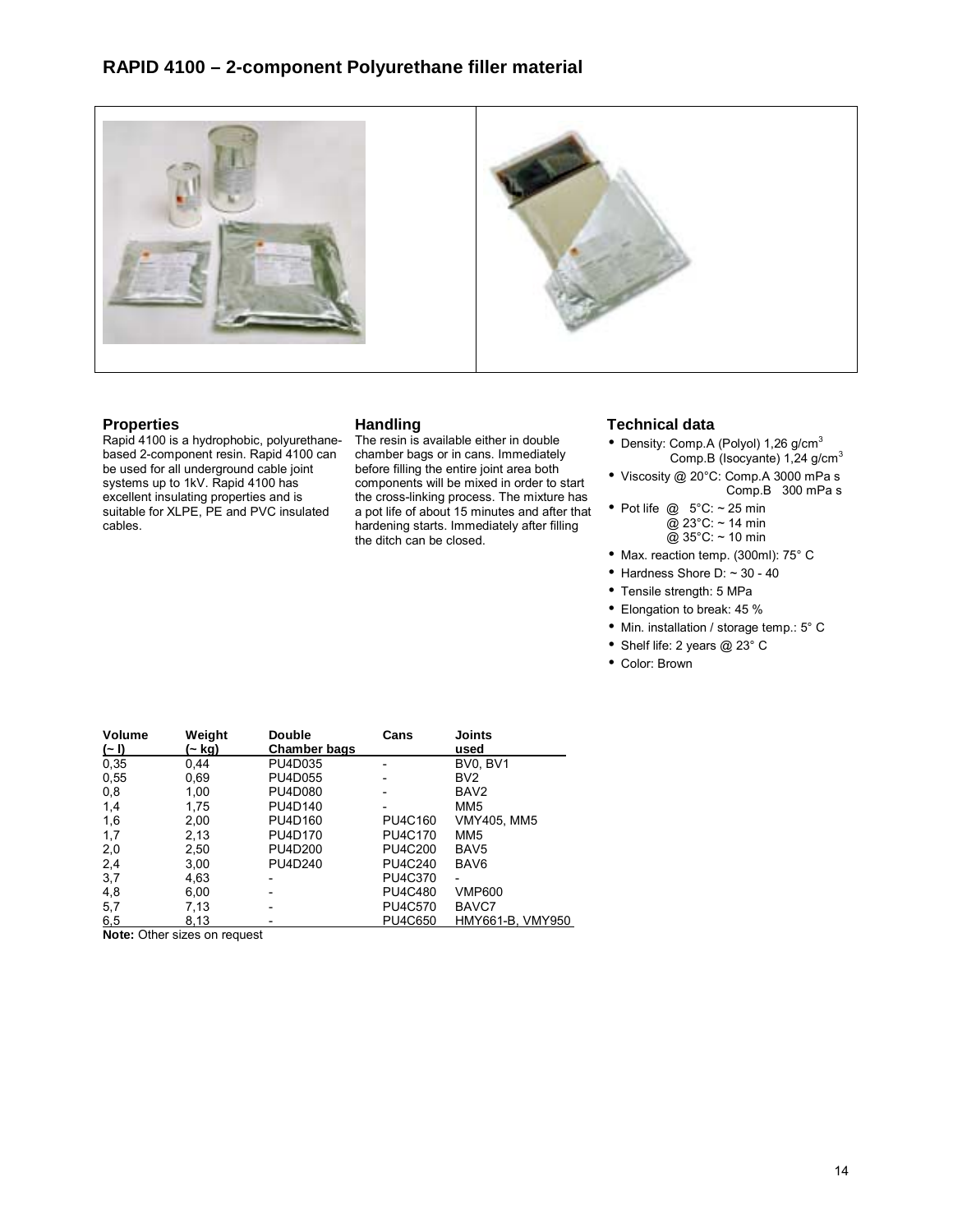# RAPID 4100 – 2-component Polyurethane filler material

## Properties

Rapid 4100 is a hydrophobic, polyurethane-based 2-component resin. Rapid 4100 can be used for all underground cable joint systems up to 1kV. Rapid 4100 has excellent insulating properties and is suitable for XLPE, PE and PVC insulated cables.

## Handling

The resin is available either in double chamber bags or in cans. Immediately before filling the entire joint area both components will be mixed in order to start the cross-linking process. The mixture has a pot life of about 15 minutes and after that hardening starts. Immediately after filling the ditch can be closed.

## Technical data

- Density: Comp.A (Polyol) 1,26 g/cm$^3$
  Comp.B (Isocyante) 1,24 g/cm$^3$
- Viscosity @ 20°C: Comp.A 3000 mPa s
  Comp.B 300 mPa s
- Pot life @ 5°C: ~ 25 min
  @ 23°C: ~ 14 min
  @ 35°C: ~ 10 min
- Max. reaction temp. (300ml): 75° C
- Hardness Shore D: ~ 30 - 40
- Tensile strength: 5 MPa
- Elongation to break: 45 %
- Min. installation / storage temp.: 5° C
- Shelf life: 2 years @ 23° C
- Color: Brown

| Volume (~ l) | Weight (~ kg) | Double Chamber bags | Cans | Joints used |
|---|---|---|---|---|
| 0,35 | 0,44 | PU4D035 | - | BV0, BV1 |
| 0,55 | 0,69 | PU4D055 | - | BV2 |
| 0,8 | 1,00 | PU4D080 | - | BAV2 |
| 1,4 | 1,75 | PU4D140 | - | MM5 |
| 1,6 | 2,00 | PU4D160 | PU4C160 | VMY405, MM5 |
| 1,7 | 2,13 | PU4D170 | PU4C170 | MM5 |
| 2,0 | 2,50 | PU4D200 | PU4C200 | BAV5 |
| 2,4 | 3,00 | PU4D240 | PU4C240 | BAV6 |
| 3,7 | 4,63 | - | PU4C370 | - |
| 4,8 | 6,00 | - | PU4C480 | VMP600 |
| 5,7 | 7,13 | - | PU4C570 | BAVC7 |
| 6,5 | 8,13 | - | PU4C650 | HMY661-B, VMY950 |

**Note:** Other sizes on request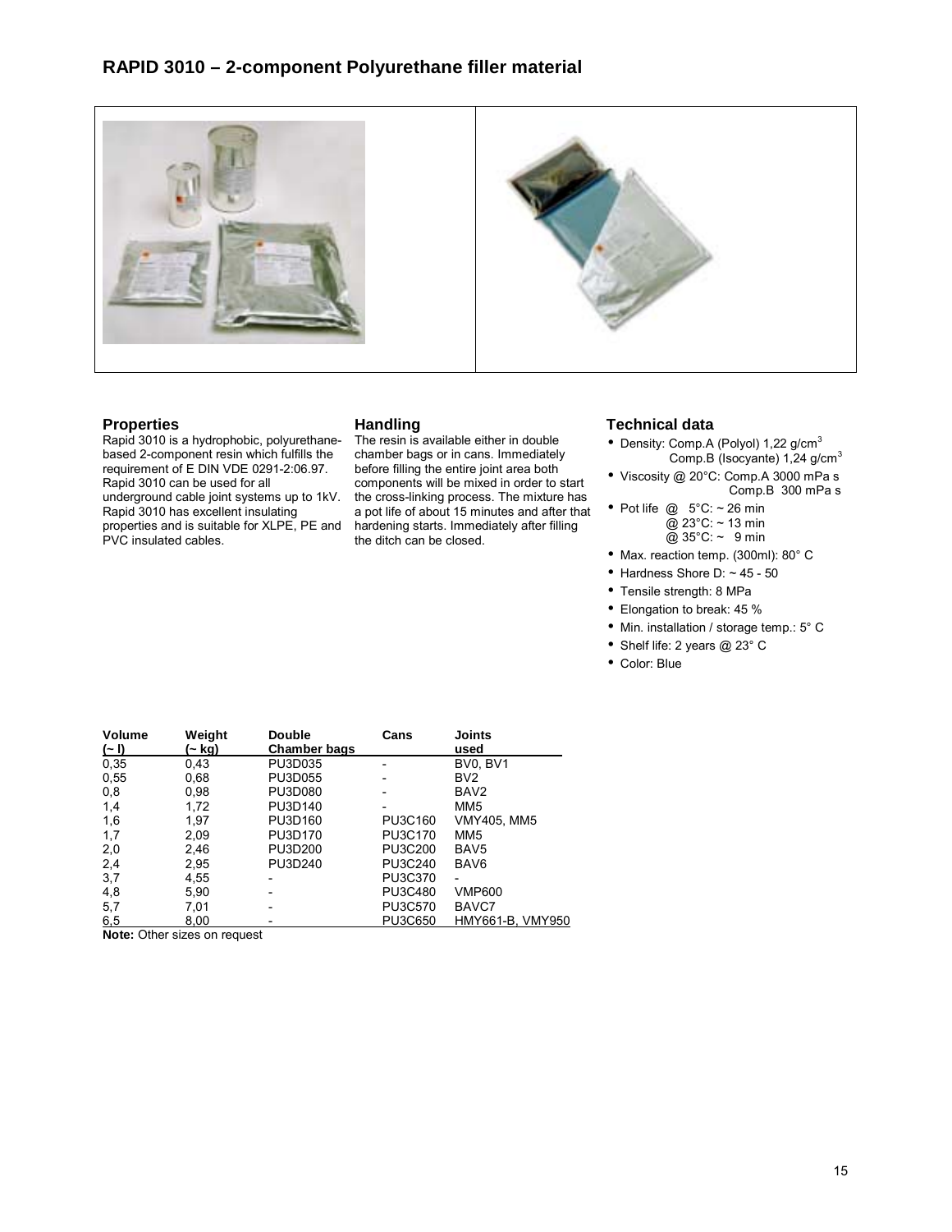# RAPID 3010 – 2-component Polyurethane filler material

## Properties

Rapid 3010 is a hydrophobic, polyurethane-based 2-component resin which fulfills the requirement of E DIN VDE 0291-2:06.97. Rapid 3010 can be used for all underground cable joint systems up to 1kV. Rapid 3010 has excellent insulating properties and is suitable for XLPE, PE and PVC insulated cables.

## Handling

The resin is available either in double chamber bags or in cans. Immediately before filling the entire joint area both components will be mixed in order to start the cross-linking process. The mixture has a pot life of about 15 minutes and after that hardening starts. Immediately after filling the ditch can be closed.

## Technical data

- Density: Comp.A (Polyol) 1,22 g/cm$^3$
  Comp.B (Isocyante) 1,24 g/cm$^3$
- Viscosity @ 20°C: Comp.A 3000 mPa s
  Comp.B 300 mPa s
- Pot life @ 5°C: ~ 26 min
  @ 23°C: ~ 13 min
  @ 35°C: ~ 9 min
- Max. reaction temp. (300ml): 80° C
- Hardness Shore D: ~ 45 - 50
- Tensile strength: 8 MPa
- Elongation to break: 45 %
- Min. installation / storage temp.: 5° C
- Shelf life: 2 years @ 23° C
- Color: Blue

| Volume (~ l) | Weight (~ kg) | Double Chamber bags | Cans | Joints used |
|---|---|---|---|---|
| 0,35 | 0,43 | PU3D035 | - | BV0, BV1 |
| 0,55 | 0,68 | PU3D055 | - | BV2 |
| 0,8 | 0,98 | PU3D080 | - | BAV2 |
| 1,4 | 1,72 | PU3D140 | - | MM5 |
| 1,6 | 1,97 | PU3D160 | PU3C160 | VMY405, MM5 |
| 1,7 | 2,09 | PU3D170 | PU3C170 | MM5 |
| 2,0 | 2,46 | PU3D200 | PU3C200 | BAV5 |
| 2,4 | 2,95 | PU3D240 | PU3C240 | BAV6 |
| 3,7 | 4,55 | - | PU3C370 | - |
| 4,8 | 5,90 | - | PU3C480 | VMP600 |
| 5,7 | 7,01 | - | PU3C570 | BAVC7 |
| 6,5 | 8,00 | - | PU3C650 | HMY661-B, VMY950 |

**Note:** Other sizes on request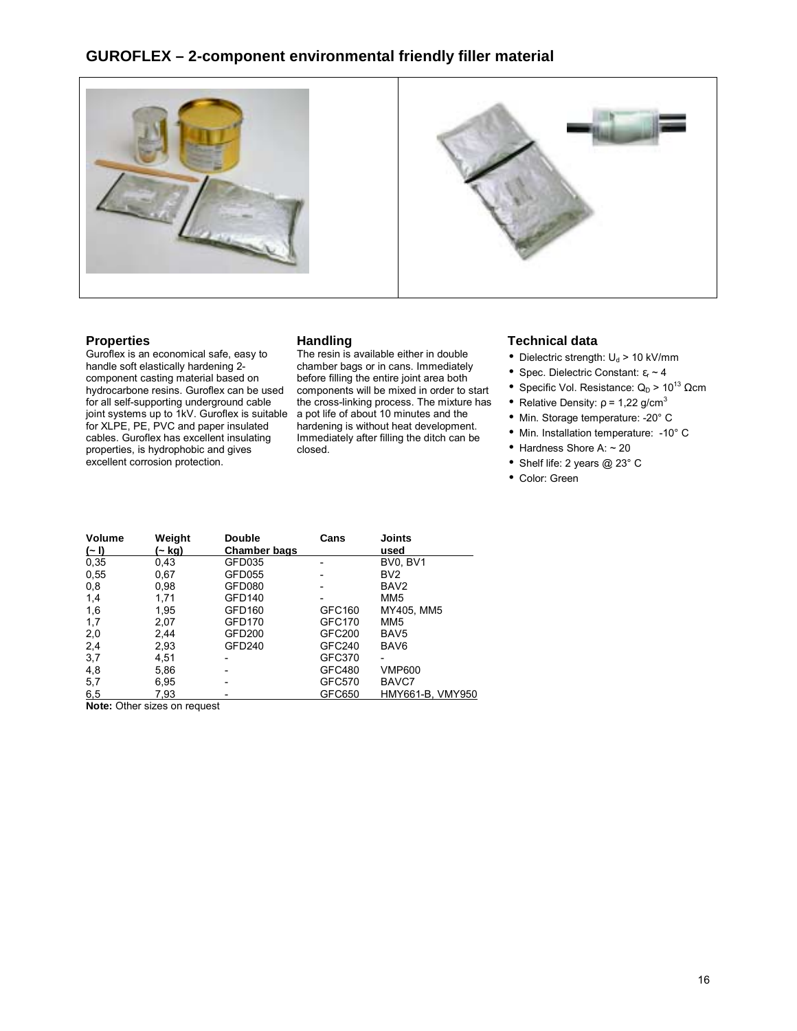## GUROFLEX – 2-component environmental friendly filler material

### Properties

Guroflex is an economical safe, easy to handle soft elastically hardening 2-component casting material based on hydrocarbone resins. Guroflex can be used for all self-supporting underground cable joint systems up to 1kV. Guroflex is suitable for XLPE, PE, PVC and paper insulated cables. Guroflex has excellent insulating properties, is hydrophobic and gives excellent corrosion protection.

### Handling

The resin is available either in double chamber bags or in cans. Immediately before filling the entire joint area both components will be mixed in order to start the cross-linking process. The mixture has a pot life of about 10 minutes and the hardening is without heat development. Immediately after filling the ditch can be closed.

### Technical data

- Dielectric strength: $U_d$ > 10 kV/mm
- Spec. Dielectric Constant: $\varepsilon_r$ ~ 4
- Specific Vol. Resistance: $Q_D > 10^{13}$ Ωcm
- Relative Density: ρ = 1,22 g/cm$^3$
- Min. Storage temperature: -20° C
- Min. Installation temperature: -10° C
- Hardness Shore A: ~ 20
- Shelf life: 2 years @ 23° C
- Color: Green

| Volume (~ l) | Weight (~ kg) | Double Chamber bags | Cans | Joints used |
|---|---|---|---|---|
| 0,35 | 0,43 | GFD035 | - | BV0, BV1 |
| 0,55 | 0,67 | GFD055 | - | BV2 |
| 0,8 | 0,98 | GFD080 | - | BAV2 |
| 1,4 | 1,71 | GFD140 | - | MM5 |
| 1,6 | 1,95 | GFD160 | GFC160 | MY405, MM5 |
| 1,7 | 2,07 | GFD170 | GFC170 | MM5 |
| 2,0 | 2,44 | GFD200 | GFC200 | BAV5 |
| 2,4 | 2,93 | GFD240 | GFC240 | BAV6 |
| 3,7 | 4,51 | - | GFC370 | - |
| 4,8 | 5,86 | - | GFC480 | VMP600 |
| 5,7 | 6,95 | - | GFC570 | BAVC7 |
| 6,5 | 7,93 | - | GFC650 | HMY661-B, VMY950 |

**Note:** Other sizes on request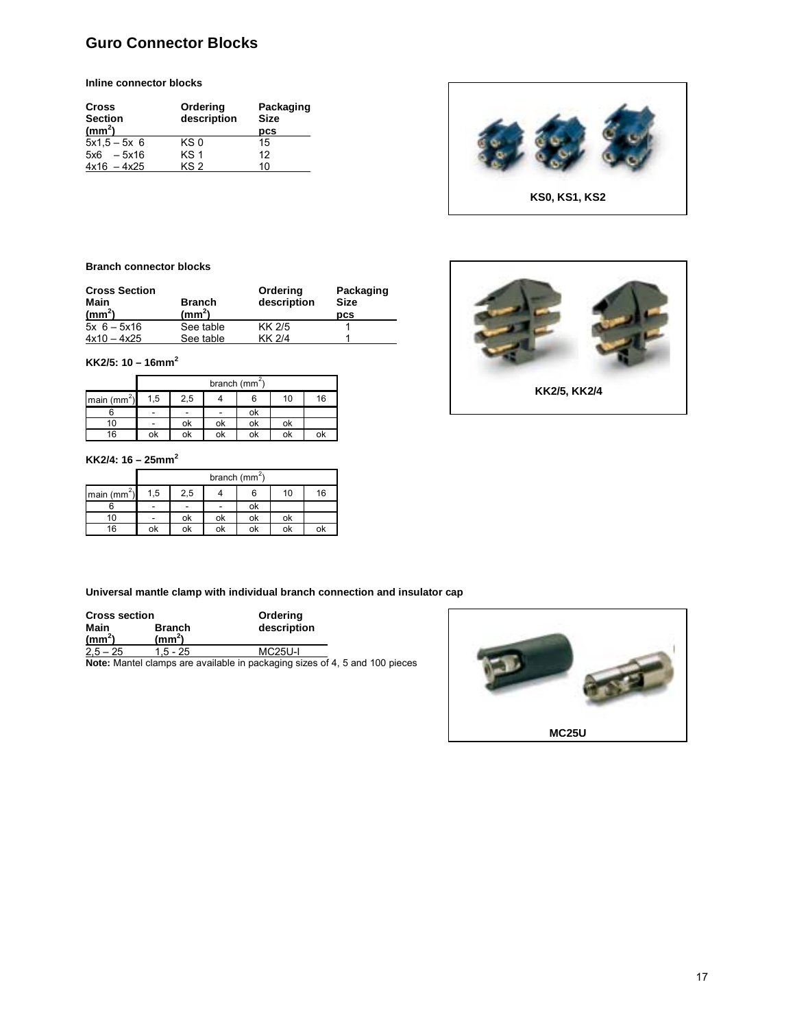# Guro Connector Blocks

**Inline connector blocks**

| Cross Section ($mm^2$) | Ordering description | Packaging Size pcs |
|---|---|---|
| 5x1,5 – 5x 6 | KS 0 | 15 |
| 5x6 – 5x16 | KS 1 | 12 |
| 4x16 – 4x25 | KS 2 | 10 |

KS0, KS1, KS2

**Branch connector blocks**

| Cross Section Main ($mm^2$) | Branch ($mm^2$) | Ordering description | Packaging Size pcs |
|---|---|---|---|
| 5x 6 – 5x16 | See table | KK 2/5 | 1 |
| 4x10 – 4x25 | See table | KK 2/4 | 1 |

**KK2/5: 10 – 16mm²**

| | branch ($mm^2$) | | | | | |
|---|---|---|---|---|---|---|
| main ($mm^2$) | 1,5 | 2,5 | 4 | 6 | 10 | 16 |
| 6 | - | - | - | ok | | |
| 10 | - | ok | ok | ok | ok | |
| 16 | ok | ok | ok | ok | ok | ok |

**KK2/4: 16 – 25mm²**

| | branch ($mm^2$) | | | | | |
|---|---|---|---|---|---|---|
| main ($mm^2$) | 1,5 | 2,5 | 4 | 6 | 10 | 16 |
| 6 | - | - | - | ok | | |
| 10 | - | ok | ok | ok | ok | |
| 16 | ok | ok | ok | ok | ok | ok |

KK2/5, KK2/4

**Universal mantle clamp with individual branch connection and insulator cap**

| Cross section Main ($mm^2$) | Branch ($mm^2$) | Ordering description |
|---|---|---|
| 2,5 – 25 | 1,5 - 25 | MC25U-I |

**Note:** Mantel clamps are available in packaging sizes of 4, 5 and 100 pieces

MC25U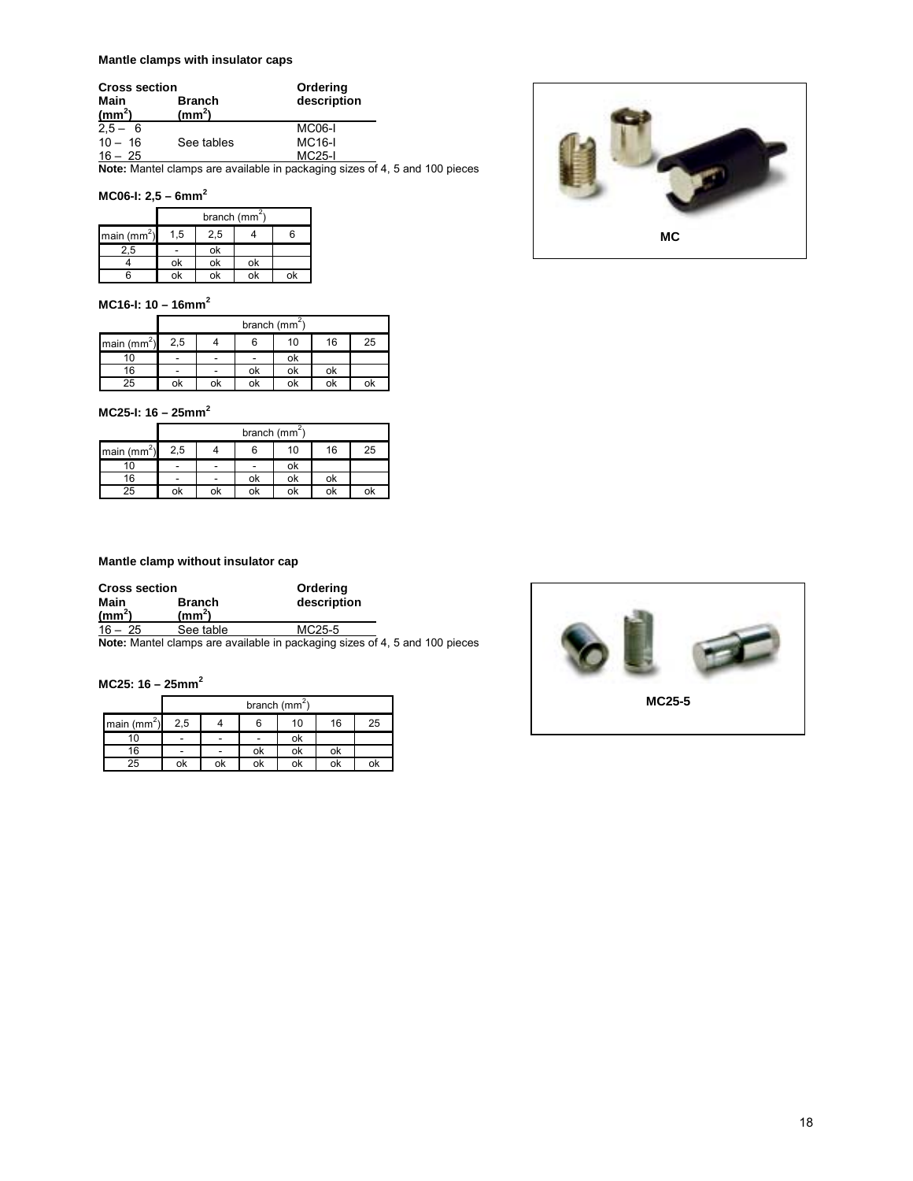**Mantle clamps with insulator caps**

| Cross section | | Ordering |
|---|---|---|
| **Main (mm$^2$)** | **Branch (mm$^2$)** | **description** |
| 2,5 – 6 | | MC06-I |
| 10 – 16 | See tables | MC16-I |
| 16 – 25 | | MC25-I |

**Note:** Mantel clamps are available in packaging sizes of 4, 5 and 100 pieces

MC

**MC06-I: 2,5 – 6mm$^2$**

| | branch (mm$^2$) | | | |
|---|---|---|---|---|
| main (mm$^2$) | 1,5 | 2,5 | 4 | 6 |
| 2,5 | - | ok | | |
| 4 | ok | ok | ok | |
| 6 | ok | ok | ok | ok |

**MC16-I: 10 – 16mm$^2$**

| | branch (mm$^2$) | | | | | |
|---|---|---|---|---|---|---|
| main (mm$^2$) | 2,5 | 4 | 6 | 10 | 16 | 25 |
| 10 | - | - | - | ok | | |
| 16 | - | - | ok | ok | ok | |
| 25 | ok | ok | ok | ok | ok | ok |

**MC25-I: 16 – 25mm$^2$**

| | branch (mm$^2$) | | | | | |
|---|---|---|---|---|---|---|
| main (mm$^2$) | 2,5 | 4 | 6 | 10 | 16 | 25 |
| 10 | - | - | - | ok | | |
| 16 | - | - | ok | ok | ok | |
| 25 | ok | ok | ok | ok | ok | ok |

**Mantle clamp without insulator cap**

| Cross section | | Ordering |
|---|---|---|
| **Main (mm$^2$)** | **Branch (mm$^2$)** | **description** |
| 16 – 25 | See table | MC25-5 |

**Note:** Mantel clamps are available in packaging sizes of 4, 5 and 100 pieces

MC25-5

**MC25: 16 – 25mm$^2$**

| | branch (mm$^2$) | | | | | |
|---|---|---|---|---|---|---|
| main (mm$^2$) | 2,5 | 4 | 6 | 10 | 16 | 25 |
| 10 | - | - | - | ok | | |
| 16 | - | - | ok | ok | ok | |
| 25 | ok | ok | ok | ok | ok | ok |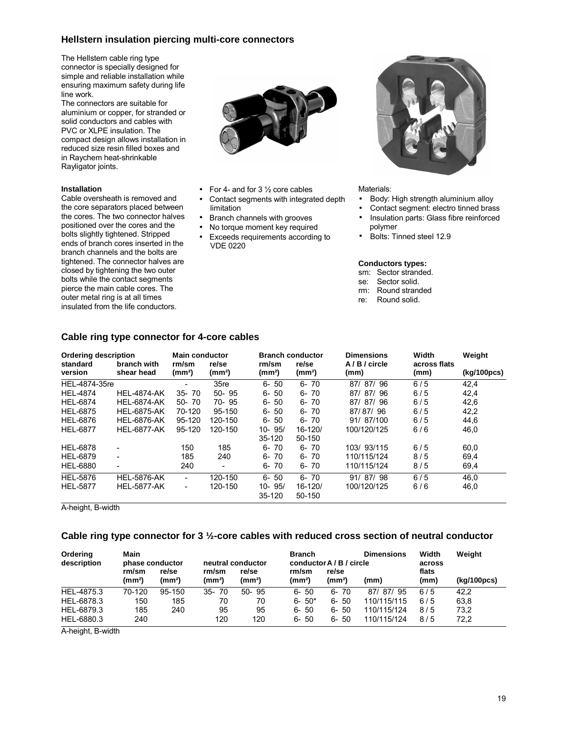## Hellstern insulation piercing multi-core connectors

The Hellstern cable ring type connector is specially designed for simple and reliable installation while ensuring maximum safety during life line work.
The connectors are suitable for aluminium or copper, for stranded or solid conductors and cables with PVC or XLPE insulation. The compact design allows installation in reduced size resin filled boxes and in Raychem heat-shrinkable Rayligator joints.

#### Installation

Cable oversheath is removed and the core separators placed between the cores. The two connector halves positioned over the cores and the bolts slightly tightened. Stripped ends of branch cores inserted in the branch channels and the bolts are tightened. The connector halves are closed by tightening the two outer bolts while the contact segments pierce the main cable cores. The outer metal ring is at all times insulated from the life conductors.

- For 4- and for 3 ½ core cables
- Contact segments with integrated depth limitation
- Branch channels with grooves
- No torque moment key required
- Exceeds requirements according to VDE 0220

Materials:

- Body: High strength aluminium alloy
- Contact segment: electro tinned brass
- Insulation parts: Glass fibre reinforced polymer
- Bolts: Tinned steel 12.9

**Conductors types:**

sm: Sector stranded.
se: Sector solid.
rm: Round stranded
re: Round solid.

### Cable ring type connector for 4-core cables

| Ordering description standard version | branch with shear head | Main conductor rm/sm (mm²) | re/se (mm²) | Branch conductor rm/sm (mm²) | re/se (mm²) | Dimensions A / B / circle (mm) | Width across flats (mm) | Weight (kg/100pcs) |
|---|---|---|---|---|---|---|---|---|
| HEL-4874-35re | | - | 35re | 6- 50 | 6- 70 | 87/ 87/ 96 | 6 / 5 | 42,4 |
| HEL-4874 | HEL-4874-AK | 35- 70 | 50- 95 | 6- 50 | 6- 70 | 87/ 87/ 96 | 6 / 5 | 42,4 |
| HEL-6874 | HEL-6874-AK | 50- 70 | 70- 95 | 6- 50 | 6- 70 | 87/ 87/ 96 | 6 / 5 | 42,6 |
| HEL-6875 | HEL-6875-AK | 70-120 | 95-150 | 6- 50 | 6- 70 | 87/ 87/ 96 | 6 / 5 | 42,2 |
| HEL-6876 | HEL-6876-AK | 95-120 | 120-150 | 6- 50 | 6- 70 | 91/ 87/100 | 6 / 5 | 44,6 |
| HEL-6877 | HEL-6877-AK | 95-120 | 120-150 | 10- 95/ 35-120 | 16-120/ 50-150 | 100/120/125 | 6 / 6 | 46,0 |
| HEL-6878 | - | 150 | 185 | 6- 70 | 6- 70 | 103/ 93/115 | 6 / 5 | 60,0 |
| HEL-6879 | - | 185 | 240 | 6- 70 | 6- 70 | 110/115/124 | 8 / 5 | 69,4 |
| HEL-6880 | - | 240 | - | 6- 70 | 6- 70 | 110/115/124 | 8 / 5 | 69,4 |
| HEL-5876 | HEL-5876-AK | - | 120-150 | 6- 50 | 6- 70 | 91/ 87/ 98 | 6 / 5 | 46,0 |
| HEL-5877 | HEL-5877-AK | - | 120-150 | 10- 95/ 35-120 | 16-120/ 50-150 | 100/120/125 | 6 / 6 | 46,0 |

A-height, B-width

### Cable ring type connector for 3 ½-core cables with reduced cross section of neutral conductor

| Ordering description | Main phase conductor rm/sm (mm²) | re/se (mm²) | neutral conductor rm/sm (mm²) | re/se (mm²) | Branch conductor rm/sm (mm²) | re/se (mm²) | Dimensions A / B / circle (mm) | Width across flats (mm) | Weight (kg/100pcs) |
|---|---|---|---|---|---|---|---|---|---|
| HEL-4875.3 | 70-120 | 95-150 | 35- 70 | 50- 95 | 6- 50 | 6- 70 | 87/ 87/ 95 | 6 / 5 | 42,2 |
| HEL-6878.3 | 150 | 185 | 70 | 70 | 6- 50* | 6- 50 | 110/115/115 | 6 / 5 | 63,8 |
| HEL-6879.3 | 185 | 240 | 95 | 95 | 6- 50 | 6- 50 | 110/115/124 | 8 / 5 | 73,2 |
| HEL-6880.3 | 240 | | 120 | 120 | 6- 50 | 6- 50 | 110/115/124 | 8 / 5 | 72,2 |

A-height, B-width